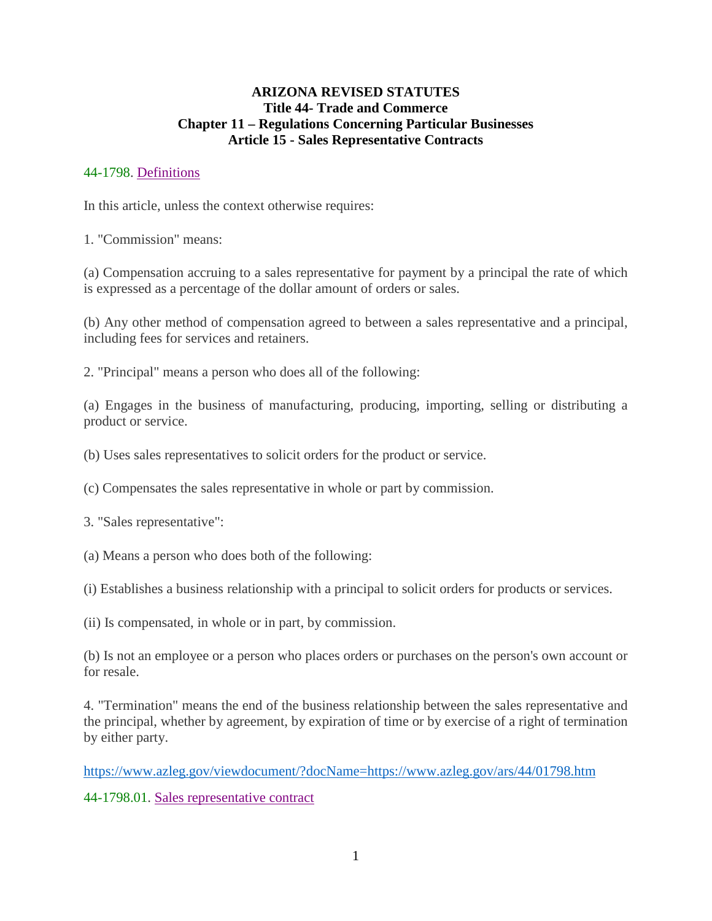**ARIZONA REVISED STATUTES**
**Title 44- Trade and Commerce**
**Chapter 11 – Regulations Concerning Particular Businesses**
**Article 15 - Sales Representative Contracts**

44-1798. Definitions

In this article, unless the context otherwise requires:

1. "Commission" means:

(a) Compensation accruing to a sales representative for payment by a principal the rate of which is expressed as a percentage of the dollar amount of orders or sales.

(b) Any other method of compensation agreed to between a sales representative and a principal, including fees for services and retainers.

2. "Principal" means a person who does all of the following:

(a) Engages in the business of manufacturing, producing, importing, selling or distributing a product or service.

(b) Uses sales representatives to solicit orders for the product or service.

(c) Compensates the sales representative in whole or part by commission.

3. "Sales representative":

(a) Means a person who does both of the following:

(i) Establishes a business relationship with a principal to solicit orders for products or services.

(ii) Is compensated, in whole or in part, by commission.

(b) Is not an employee or a person who places orders or purchases on the person's own account or for resale.

4. "Termination" means the end of the business relationship between the sales representative and the principal, whether by agreement, by expiration of time or by exercise of a right of termination by either party.

https://www.azleg.gov/viewdocument/?docName=https://www.azleg.gov/ars/44/01798.htm

44-1798.01. Sales representative contract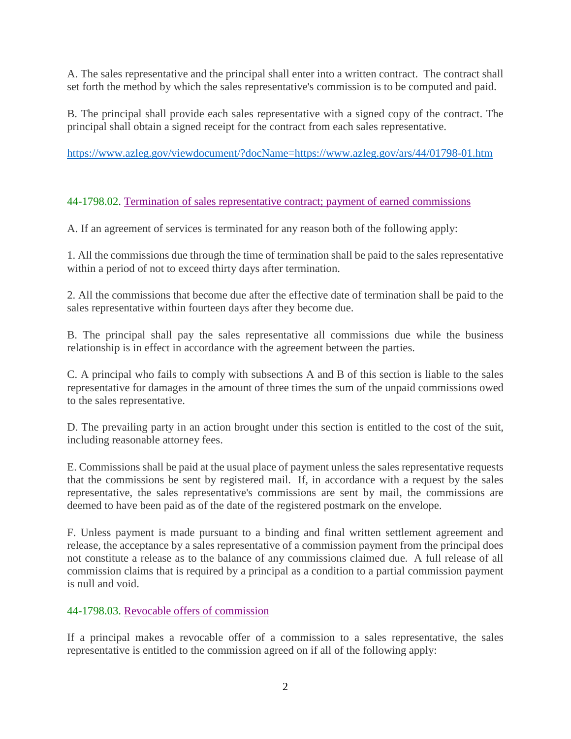A. The sales representative and the principal shall enter into a written contract. The contract shall set forth the method by which the sales representative's commission is to be computed and paid.

B. The principal shall provide each sales representative with a signed copy of the contract. The principal shall obtain a signed receipt for the contract from each sales representative.

https://www.azleg.gov/viewdocument/?docName=https://www.azleg.gov/ars/44/01798-01.htm

### 44-1798.02. Termination of sales representative contract; payment of earned commissions

A. If an agreement of services is terminated for any reason both of the following apply:

1. All the commissions due through the time of termination shall be paid to the sales representative within a period of not to exceed thirty days after termination.

2. All the commissions that become due after the effective date of termination shall be paid to the sales representative within fourteen days after they become due.

B. The principal shall pay the sales representative all commissions due while the business relationship is in effect in accordance with the agreement between the parties.

C. A principal who fails to comply with subsections A and B of this section is liable to the sales representative for damages in the amount of three times the sum of the unpaid commissions owed to the sales representative.

D. The prevailing party in an action brought under this section is entitled to the cost of the suit, including reasonable attorney fees.

E. Commissions shall be paid at the usual place of payment unless the sales representative requests that the commissions be sent by registered mail. If, in accordance with a request by the sales representative, the sales representative's commissions are sent by mail, the commissions are deemed to have been paid as of the date of the registered postmark on the envelope.

F. Unless payment is made pursuant to a binding and final written settlement agreement and release, the acceptance by a sales representative of a commission payment from the principal does not constitute a release as to the balance of any commissions claimed due. A full release of all commission claims that is required by a principal as a condition to a partial commission payment is null and void.

### 44-1798.03. Revocable offers of commission

If a principal makes a revocable offer of a commission to a sales representative, the sales representative is entitled to the commission agreed on if all of the following apply: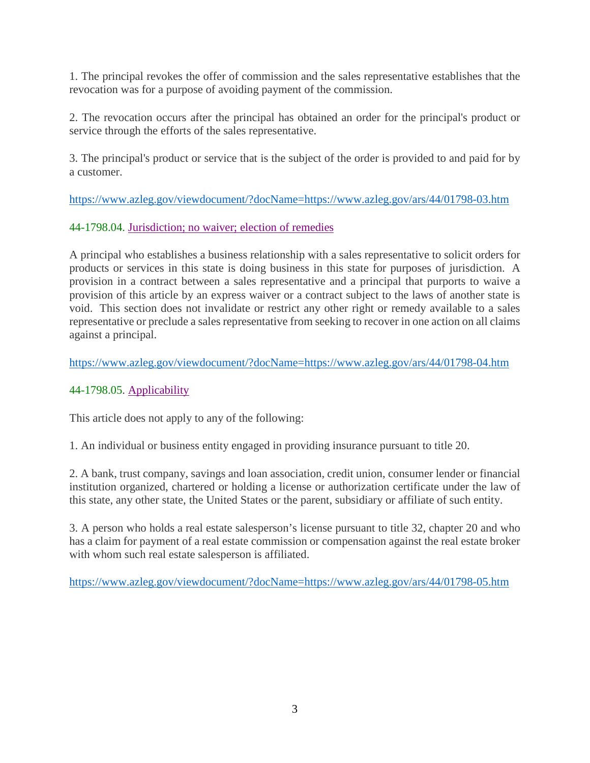1. The principal revokes the offer of commission and the sales representative establishes that the revocation was for a purpose of avoiding payment of the commission.

2. The revocation occurs after the principal has obtained an order for the principal's product or service through the efforts of the sales representative.

3. The principal's product or service that is the subject of the order is provided to and paid for by a customer.

https://www.azleg.gov/viewdocument/?docName=https://www.azleg.gov/ars/44/01798-03.htm

44-1798.04. Jurisdiction; no waiver; election of remedies

A principal who establishes a business relationship with a sales representative to solicit orders for products or services in this state is doing business in this state for purposes of jurisdiction. A provision in a contract between a sales representative and a principal that purports to waive a provision of this article by an express waiver or a contract subject to the laws of another state is void. This section does not invalidate or restrict any other right or remedy available to a sales representative or preclude a sales representative from seeking to recover in one action on all claims against a principal.

https://www.azleg.gov/viewdocument/?docName=https://www.azleg.gov/ars/44/01798-04.htm

44-1798.05. Applicability

This article does not apply to any of the following:

1. An individual or business entity engaged in providing insurance pursuant to title 20.

2. A bank, trust company, savings and loan association, credit union, consumer lender or financial institution organized, chartered or holding a license or authorization certificate under the law of this state, any other state, the United States or the parent, subsidiary or affiliate of such entity.

3. A person who holds a real estate salesperson's license pursuant to title 32, chapter 20 and who has a claim for payment of a real estate commission or compensation against the real estate broker with whom such real estate salesperson is affiliated.

https://www.azleg.gov/viewdocument/?docName=https://www.azleg.gov/ars/44/01798-05.htm